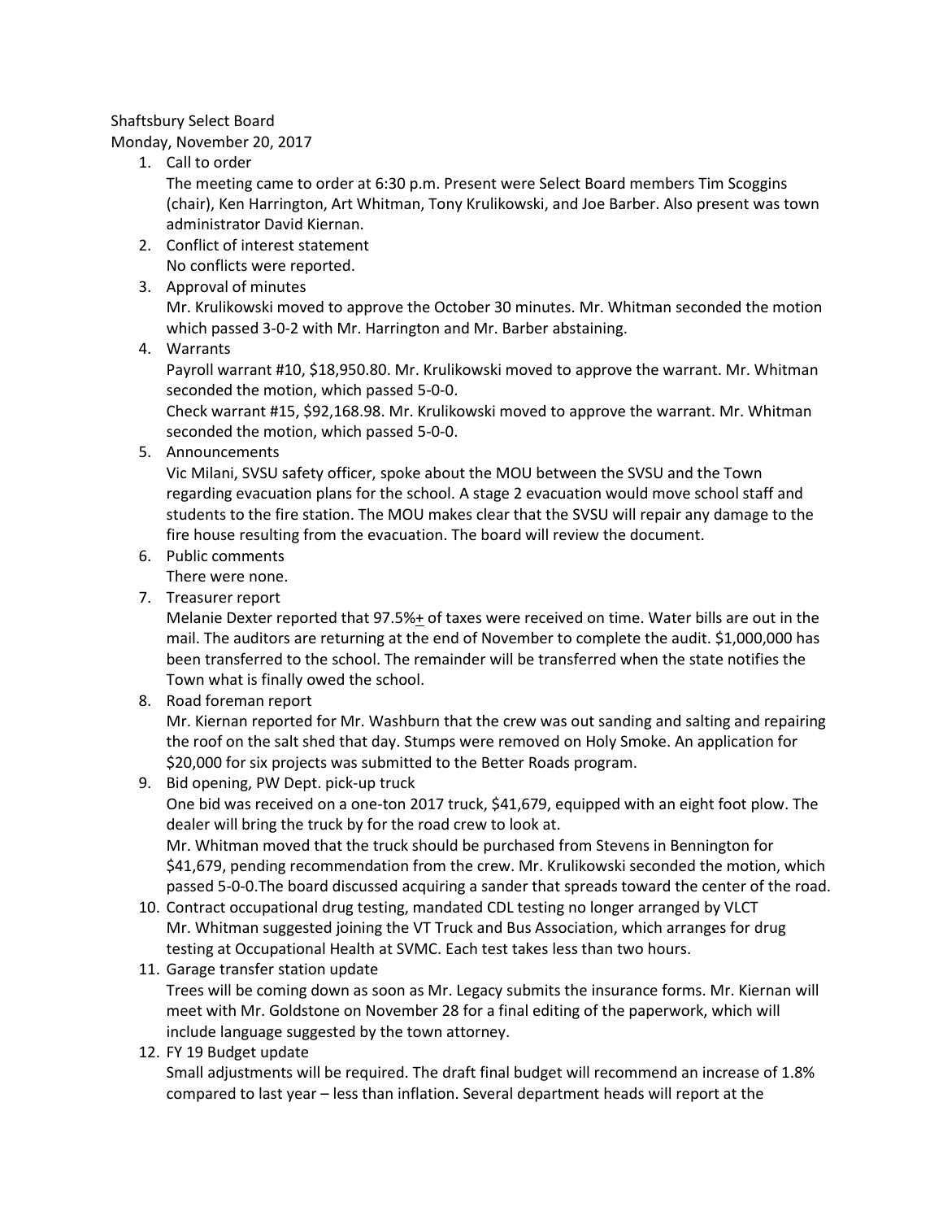Shaftsbury Select Board

Monday, November 20, 2017

1. Call to order

   The meeting came to order at 6:30 p.m. Present were Select Board members Tim Scoggins (chair), Ken Harrington, Art Whitman, Tony Krulikowski, and Joe Barber. Also present was town administrator David Kiernan.

2. Conflict of interest statement

   No conflicts were reported.

3. Approval of minutes

   Mr. Krulikowski moved to approve the October 30 minutes. Mr. Whitman seconded the motion which passed 3-0-2 with Mr. Harrington and Mr. Barber abstaining.

4. Warrants

   Payroll warrant #10, $18,950.80. Mr. Krulikowski moved to approve the warrant. Mr. Whitman seconded the motion, which passed 5-0-0.

   Check warrant #15, $92,168.98. Mr. Krulikowski moved to approve the warrant. Mr. Whitman seconded the motion, which passed 5-0-0.

5. Announcements

   Vic Milani, SVSU safety officer, spoke about the MOU between the SVSU and the Town regarding evacuation plans for the school. A stage 2 evacuation would move school staff and students to the fire station. The MOU makes clear that the SVSU will repair any damage to the fire house resulting from the evacuation. The board will review the document.

6. Public comments

   There were none.

7. Treasurer report

   Melanie Dexter reported that 97.5%± of taxes were received on time. Water bills are out in the mail. The auditors are returning at the end of November to complete the audit. $1,000,000 has been transferred to the school. The remainder will be transferred when the state notifies the Town what is finally owed the school.

8. Road foreman report

   Mr. Kiernan reported for Mr. Washburn that the crew was out sanding and salting and repairing the roof on the salt shed that day. Stumps were removed on Holy Smoke. An application for $20,000 for six projects was submitted to the Better Roads program.

9. Bid opening, PW Dept. pick-up truck

   One bid was received on a one-ton 2017 truck, $41,679, equipped with an eight foot plow. The dealer will bring the truck by for the road crew to look at.

   Mr. Whitman moved that the truck should be purchased from Stevens in Bennington for $41,679, pending recommendation from the crew. Mr. Krulikowski seconded the motion, which passed 5-0-0.The board discussed acquiring a sander that spreads toward the center of the road.

10. Contract occupational drug testing, mandated CDL testing no longer arranged by VLCT

    Mr. Whitman suggested joining the VT Truck and Bus Association, which arranges for drug testing at Occupational Health at SVMC. Each test takes less than two hours.

11. Garage transfer station update

    Trees will be coming down as soon as Mr. Legacy submits the insurance forms. Mr. Kiernan will meet with Mr. Goldstone on November 28 for a final editing of the paperwork, which will include language suggested by the town attorney.

12. FY 19 Budget update

    Small adjustments will be required. The draft final budget will recommend an increase of 1.8% compared to last year – less than inflation. Several department heads will report at the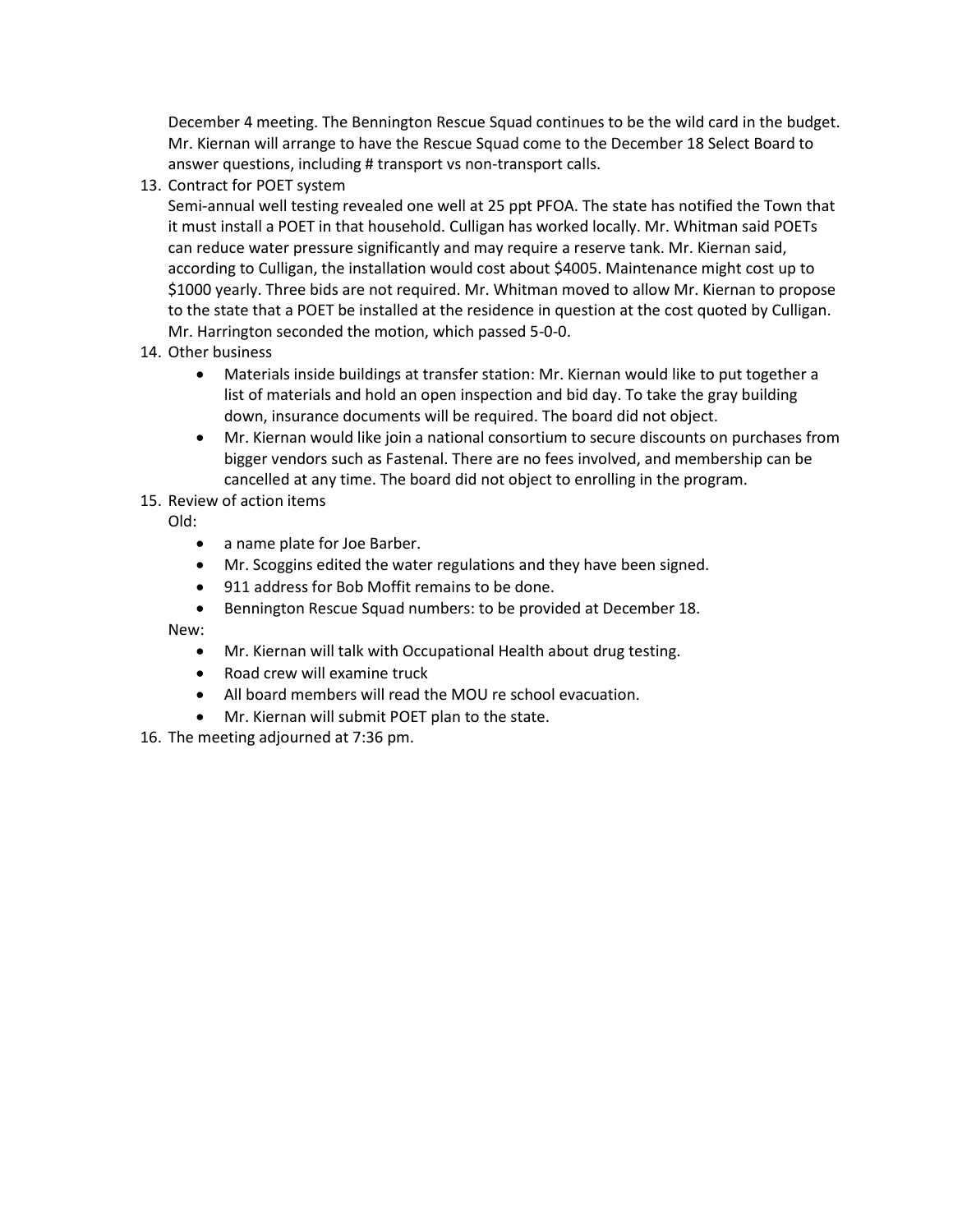December 4 meeting. The Bennington Rescue Squad continues to be the wild card in the budget. Mr. Kiernan will arrange to have the Rescue Squad come to the December 18 Select Board to answer questions, including # transport vs non-transport calls.

13. Contract for POET system
    Semi-annual well testing revealed one well at 25 ppt PFOA. The state has notified the Town that it must install a POET in that household. Culligan has worked locally. Mr. Whitman said POETs can reduce water pressure significantly and may require a reserve tank. Mr. Kiernan said, according to Culligan, the installation would cost about $4005. Maintenance might cost up to $1000 yearly. Three bids are not required. Mr. Whitman moved to allow Mr. Kiernan to propose to the state that a POET be installed at the residence in question at the cost quoted by Culligan. Mr. Harrington seconded the motion, which passed 5-0-0.
14. Other business
    - Materials inside buildings at transfer station: Mr. Kiernan would like to put together a list of materials and hold an open inspection and bid day. To take the gray building down, insurance documents will be required. The board did not object.
    - Mr. Kiernan would like join a national consortium to secure discounts on purchases from bigger vendors such as Fastenal. There are no fees involved, and membership can be cancelled at any time. The board did not object to enrolling in the program.
15. Review of action items
    Old:
    - a name plate for Joe Barber.
    - Mr. Scoggins edited the water regulations and they have been signed.
    - 911 address for Bob Moffit remains to be done.
    - Bennington Rescue Squad numbers: to be provided at December 18.

    New:
    - Mr. Kiernan will talk with Occupational Health about drug testing.
    - Road crew will examine truck
    - All board members will read the MOU re school evacuation.
    - Mr. Kiernan will submit POET plan to the state.
16. The meeting adjourned at 7:36 pm.